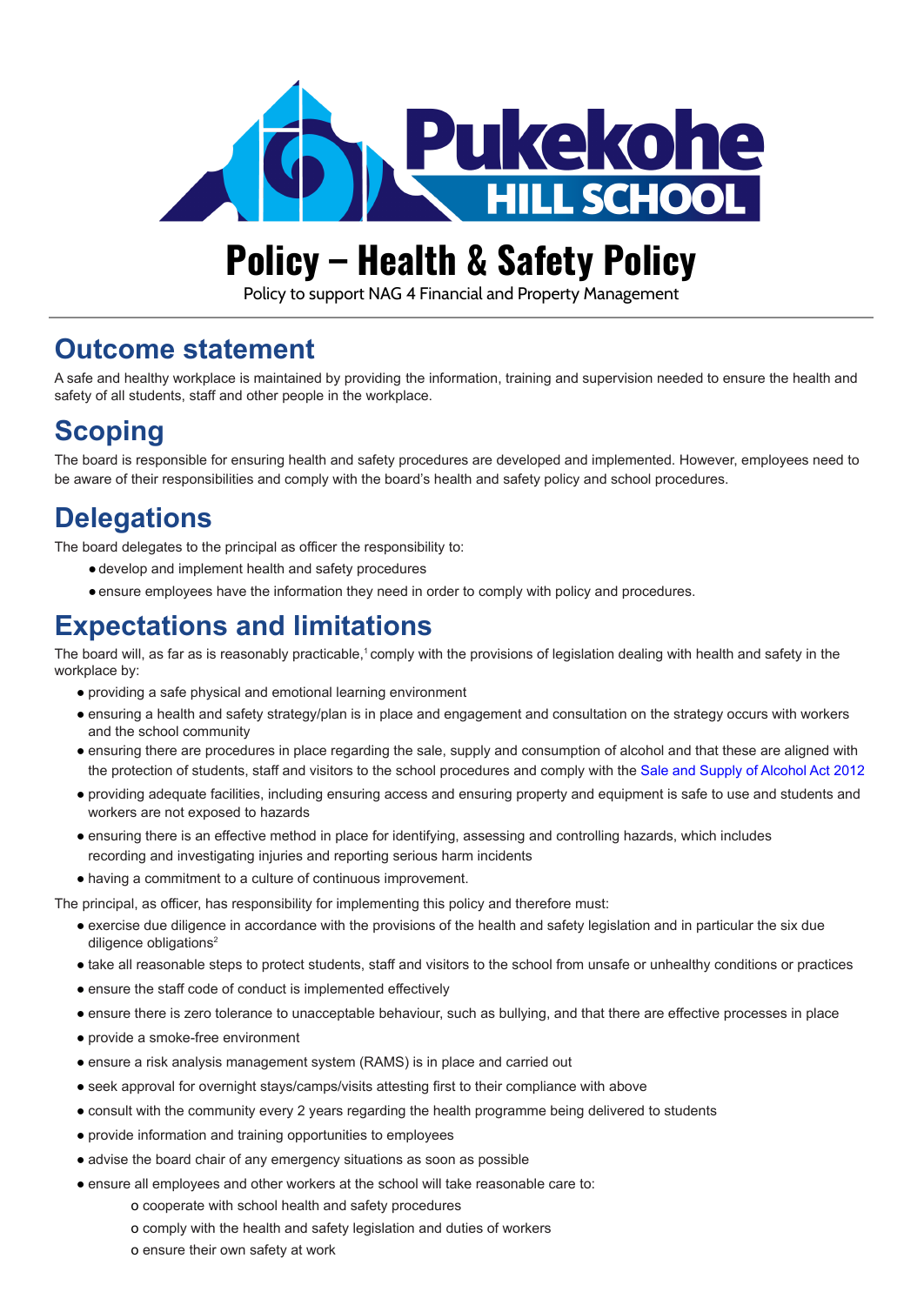# Policy – Health & Safety Policy

Policy to support NAG 4 Financial and Property Management

## Outcome statement

A safe and healthy workplace is maintained by providing the information, training and supervision needed to ensure the health and safety of all students, staff and other people in the workplace.

## Scoping

The board is responsible for ensuring health and safety procedures are developed and implemented. However, employees need to be aware of their responsibilities and comply with the board's health and safety policy and school procedures.

## Delegations

The board delegates to the principal as officer the responsibility to:

- develop and implement health and safety procedures
- ensure employees have the information they need in order to comply with policy and procedures.

## Expectations and limitations

The board will, as far as is reasonably practicable,[1] comply with the provisions of legislation dealing with health and safety in the workplace by:

- providing a safe physical and emotional learning environment
- ensuring a health and safety strategy/plan is in place and engagement and consultation on the strategy occurs with workers and the school community
- ensuring there are procedures in place regarding the sale, supply and consumption of alcohol and that these are aligned with the protection of students, staff and visitors to the school procedures and comply with the Sale and Supply of Alcohol Act 2012
- providing adequate facilities, including ensuring access and ensuring property and equipment is safe to use and students and workers are not exposed to hazards
- ensuring there is an effective method in place for identifying, assessing and controlling hazards, which includes recording and investigating injuries and reporting serious harm incidents
- having a commitment to a culture of continuous improvement.

The principal, as officer, has responsibility for implementing this policy and therefore must:

- exercise due diligence in accordance with the provisions of the health and safety legislation and in particular the six due diligence obligations[2]
- take all reasonable steps to protect students, staff and visitors to the school from unsafe or unhealthy conditions or practices
- ensure the staff code of conduct is implemented effectively
- ensure there is zero tolerance to unacceptable behaviour, such as bullying, and that there are effective processes in place
- provide a smoke-free environment
- ensure a risk analysis management system (RAMS) is in place and carried out
- seek approval for overnight stays/camps/visits attesting first to their compliance with above
- consult with the community every 2 years regarding the health programme being delivered to students
- provide information and training opportunities to employees
- advise the board chair of any emergency situations as soon as possible
- ensure all employees and other workers at the school will take reasonable care to:
  - cooperate with school health and safety procedures
  - comply with the health and safety legislation and duties of workers
  - ensure their own safety at work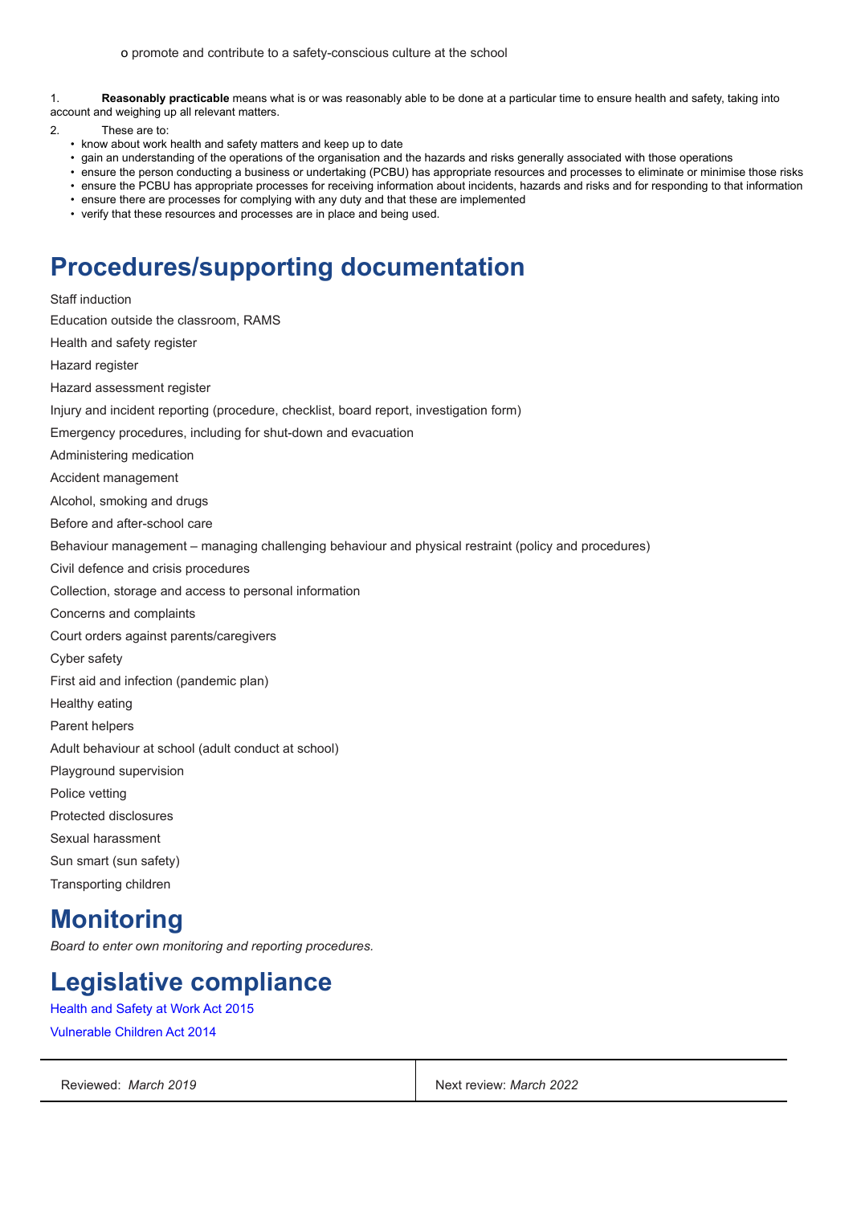- o promote and contribute to a safety-conscious culture at the school

1. **Reasonably practicable** means what is or was reasonably able to be done at a particular time to ensure health and safety, taking into account and weighing up all relevant matters.
2. These are to:
   - know about work health and safety matters and keep up to date
   - gain an understanding of the operations of the organisation and the hazards and risks generally associated with those operations
   - ensure the person conducting a business or undertaking (PCBU) has appropriate resources and processes to eliminate or minimise those risks
   - ensure the PCBU has appropriate processes for receiving information about incidents, hazards and risks and for responding to that information
   - ensure there are processes for complying with any duty and that these are implemented
   - verify that these resources and processes are in place and being used.

# Procedures/supporting documentation

Staff induction

Education outside the classroom, RAMS

Health and safety register

Hazard register

Hazard assessment register

Injury and incident reporting (procedure, checklist, board report, investigation form)

Emergency procedures, including for shut-down and evacuation

Administering medication

Accident management

Alcohol, smoking and drugs

Before and after-school care

Behaviour management – managing challenging behaviour and physical restraint (policy and procedures)

Civil defence and crisis procedures

Collection, storage and access to personal information

Concerns and complaints

Court orders against parents/caregivers

Cyber safety

First aid and infection (pandemic plan)

Healthy eating

Parent helpers

Adult behaviour at school (adult conduct at school)

Playground supervision

Police vetting

Protected disclosures

Sexual harassment

Sun smart (sun safety)

Transporting children

# Monitoring

*Board to enter own monitoring and reporting procedures.*

# Legislative compliance

Health and Safety at Work Act 2015

Vulnerable Children Act 2014

| | |
|---|---|
| Reviewed: *March 2019* | Next review: *March 2022* |